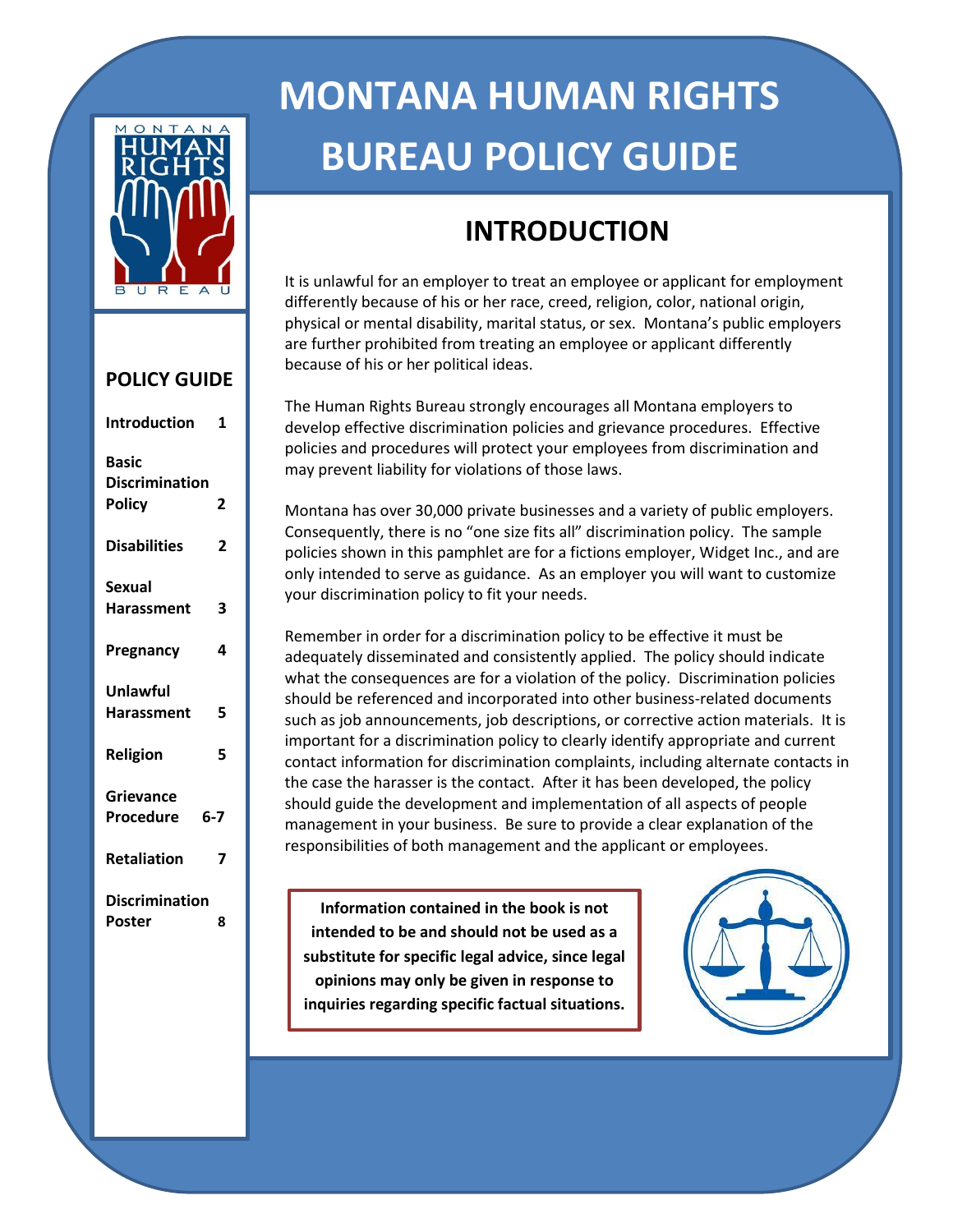# MONTANA HUMAN RIGHTS BUREAU POLICY GUIDE

MONTANA HUMAN RIGHTS BUREAU

## POLICY GUIDE

| | |
|---|---|
| Introduction | 1 |
| Basic Discrimination Policy | 2 |
| Disabilities | 2 |
| Sexual Harassment | 3 |
| Pregnancy | 4 |
| Unlawful Harassment | 5 |
| Religion | 5 |
| Grievance Procedure | 6-7 |
| Retaliation | 7 |
| Discrimination Poster | 8 |

## INTRODUCTION

It is unlawful for an employer to treat an employee or applicant for employment differently because of his or her race, creed, religion, color, national origin, physical or mental disability, marital status, or sex. Montana's public employers are further prohibited from treating an employee or applicant differently because of his or her political ideas.

The Human Rights Bureau strongly encourages all Montana employers to develop effective discrimination policies and grievance procedures. Effective policies and procedures will protect your employees from discrimination and may prevent liability for violations of those laws.

Montana has over 30,000 private businesses and a variety of public employers. Consequently, there is no "one size fits all" discrimination policy. The sample policies shown in this pamphlet are for a fictions employer, Widget Inc., and are only intended to serve as guidance. As an employer you will want to customize your discrimination policy to fit your needs.

Remember in order for a discrimination policy to be effective it must be adequately disseminated and consistently applied. The policy should indicate what the consequences are for a violation of the policy. Discrimination policies should be referenced and incorporated into other business-related documents such as job announcements, job descriptions, or corrective action materials. It is important for a discrimination policy to clearly identify appropriate and current contact information for discrimination complaints, including alternate contacts in the case the harasser is the contact. After it has been developed, the policy should guide the development and implementation of all aspects of people management in your business. Be sure to provide a clear explanation of the responsibilities of both management and the applicant or employees.

**Information contained in the book is not intended to be and should not be used as a substitute for specific legal advice, since legal opinions may only be given in response to inquiries regarding specific factual situations.**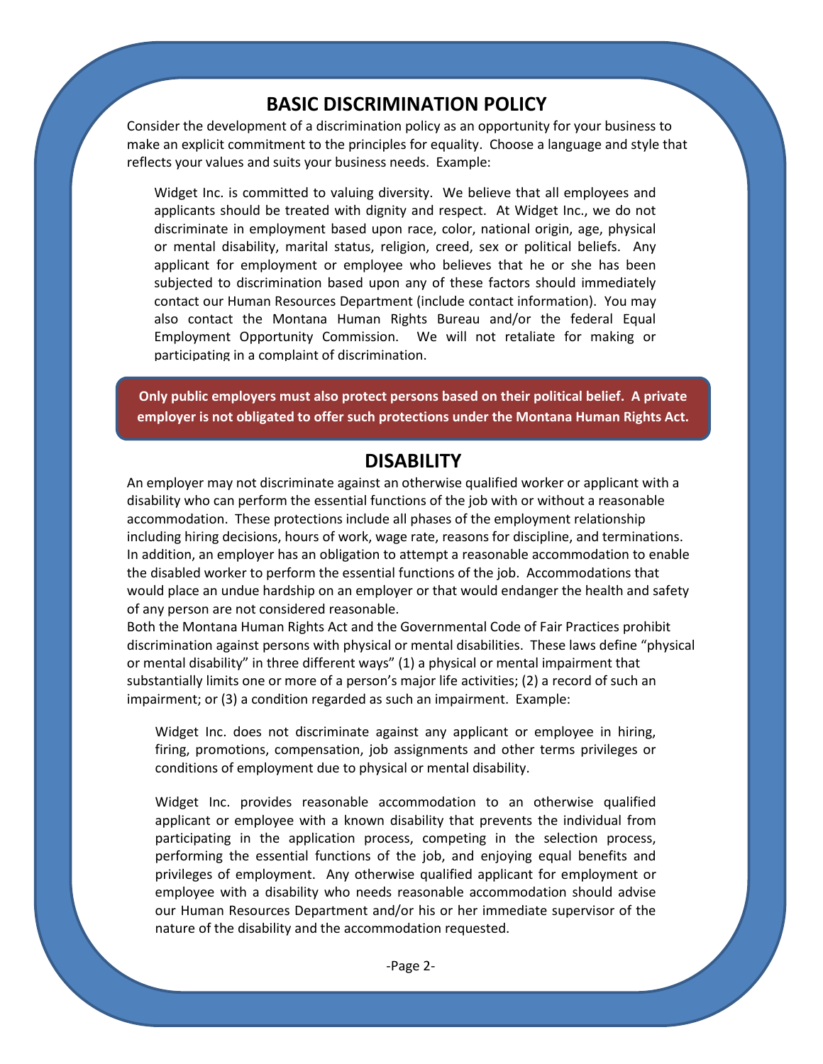## BASIC DISCRIMINATION POLICY

Consider the development of a discrimination policy as an opportunity for your business to make an explicit commitment to the principles for equality. Choose a language and style that reflects your values and suits your business needs. Example:

> Widget Inc. is committed to valuing diversity. We believe that all employees and applicants should be treated with dignity and respect. At Widget Inc., we do not discriminate in employment based upon race, color, national origin, age, physical or mental disability, marital status, religion, creed, sex or political beliefs. Any applicant for employment or employee who believes that he or she has been subjected to discrimination based upon any of these factors should immediately contact our Human Resources Department (include contact information). You may also contact the Montana Human Rights Bureau and/or the federal Equal Employment Opportunity Commission. We will not retaliate for making or participating in a complaint of discrimination.

**Only public employers must also protect persons based on their political belief. A private employer is not obligated to offer such protections under the Montana Human Rights Act.**

## DISABILITY

An employer may not discriminate against an otherwise qualified worker or applicant with a disability who can perform the essential functions of the job with or without a reasonable accommodation. These protections include all phases of the employment relationship including hiring decisions, hours of work, wage rate, reasons for discipline, and terminations. In addition, an employer has an obligation to attempt a reasonable accommodation to enable the disabled worker to perform the essential functions of the job. Accommodations that would place an undue hardship on an employer or that would endanger the health and safety of any person are not considered reasonable.

Both the Montana Human Rights Act and the Governmental Code of Fair Practices prohibit discrimination against persons with physical or mental disabilities. These laws define "physical or mental disability" in three different ways" (1) a physical or mental impairment that substantially limits one or more of a person's major life activities; (2) a record of such an impairment; or (3) a condition regarded as such an impairment. Example:

> Widget Inc. does not discriminate against any applicant or employee in hiring, firing, promotions, compensation, job assignments and other terms privileges or conditions of employment due to physical or mental disability.
>
> Widget Inc. provides reasonable accommodation to an otherwise qualified applicant or employee with a known disability that prevents the individual from participating in the application process, competing in the selection process, performing the essential functions of the job, and enjoying equal benefits and privileges of employment. Any otherwise qualified applicant for employment or employee with a disability who needs reasonable accommodation should advise our Human Resources Department and/or his or her immediate supervisor of the nature of the disability and the accommodation requested.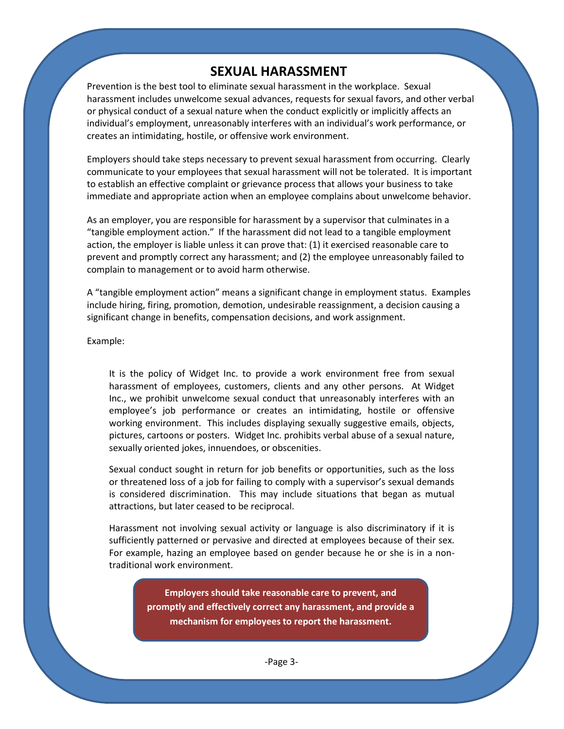# SEXUAL HARASSMENT

Prevention is the best tool to eliminate sexual harassment in the workplace. Sexual harassment includes unwelcome sexual advances, requests for sexual favors, and other verbal or physical conduct of a sexual nature when the conduct explicitly or implicitly affects an individual's employment, unreasonably interferes with an individual's work performance, or creates an intimidating, hostile, or offensive work environment.

Employers should take steps necessary to prevent sexual harassment from occurring. Clearly communicate to your employees that sexual harassment will not be tolerated. It is important to establish an effective complaint or grievance process that allows your business to take immediate and appropriate action when an employee complains about unwelcome behavior.

As an employer, you are responsible for harassment by a supervisor that culminates in a "tangible employment action." If the harassment did not lead to a tangible employment action, the employer is liable unless it can prove that: (1) it exercised reasonable care to prevent and promptly correct any harassment; and (2) the employee unreasonably failed to complain to management or to avoid harm otherwise.

A "tangible employment action" means a significant change in employment status. Examples include hiring, firing, promotion, demotion, undesirable reassignment, a decision causing a significant change in benefits, compensation decisions, and work assignment.

Example:

> It is the policy of Widget Inc. to provide a work environment free from sexual harassment of employees, customers, clients and any other persons. At Widget Inc., we prohibit unwelcome sexual conduct that unreasonably interferes with an employee's job performance or creates an intimidating, hostile or offensive working environment. This includes displaying sexually suggestive emails, objects, pictures, cartoons or posters. Widget Inc. prohibits verbal abuse of a sexual nature, sexually oriented jokes, innuendoes, or obscenities.
>
> Sexual conduct sought in return for job benefits or opportunities, such as the loss or threatened loss of a job for failing to comply with a supervisor's sexual demands is considered discrimination. This may include situations that began as mutual attractions, but later ceased to be reciprocal.
>
> Harassment not involving sexual activity or language is also discriminatory if it is sufficiently patterned or pervasive and directed at employees because of their sex. For example, hazing an employee based on gender because he or she is in a non-traditional work environment.

**Employers should take reasonable care to prevent, and promptly and effectively correct any harassment, and provide a mechanism for employees to report the harassment.**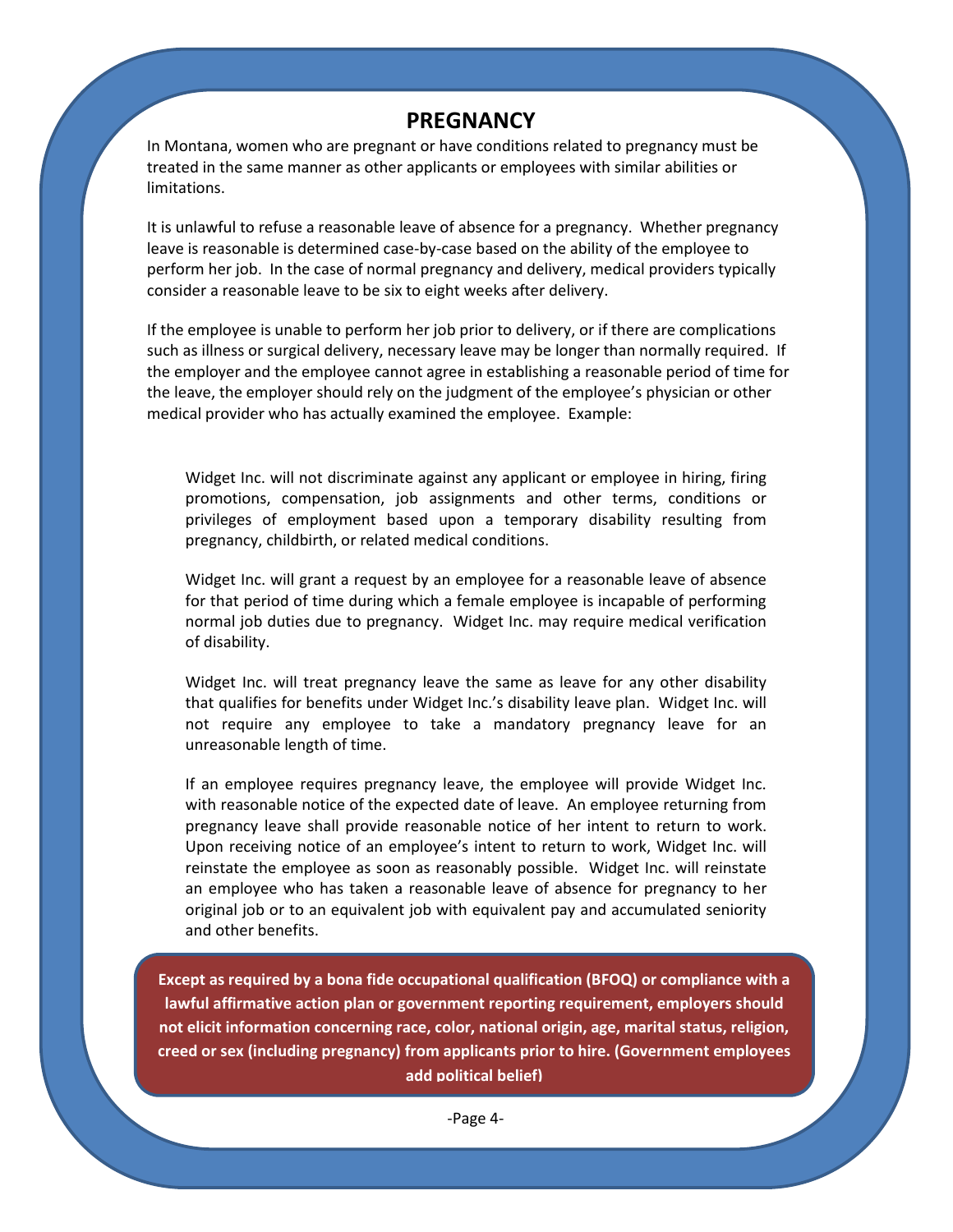# PREGNANCY

In Montana, women who are pregnant or have conditions related to pregnancy must be treated in the same manner as other applicants or employees with similar abilities or limitations.

It is unlawful to refuse a reasonable leave of absence for a pregnancy. Whether pregnancy leave is reasonable is determined case-by-case based on the ability of the employee to perform her job. In the case of normal pregnancy and delivery, medical providers typically consider a reasonable leave to be six to eight weeks after delivery.

If the employee is unable to perform her job prior to delivery, or if there are complications such as illness or surgical delivery, necessary leave may be longer than normally required. If the employer and the employee cannot agree in establishing a reasonable period of time for the leave, the employer should rely on the judgment of the employee's physician or other medical provider who has actually examined the employee. Example:

> Widget Inc. will not discriminate against any applicant or employee in hiring, firing promotions, compensation, job assignments and other terms, conditions or privileges of employment based upon a temporary disability resulting from pregnancy, childbirth, or related medical conditions.
>
> Widget Inc. will grant a request by an employee for a reasonable leave of absence for that period of time during which a female employee is incapable of performing normal job duties due to pregnancy. Widget Inc. may require medical verification of disability.
>
> Widget Inc. will treat pregnancy leave the same as leave for any other disability that qualifies for benefits under Widget Inc.'s disability leave plan. Widget Inc. will not require any employee to take a mandatory pregnancy leave for an unreasonable length of time.
>
> If an employee requires pregnancy leave, the employee will provide Widget Inc. with reasonable notice of the expected date of leave. An employee returning from pregnancy leave shall provide reasonable notice of her intent to return to work. Upon receiving notice of an employee's intent to return to work, Widget Inc. will reinstate the employee as soon as reasonably possible. Widget Inc. will reinstate an employee who has taken a reasonable leave of absence for pregnancy to her original job or to an equivalent job with equivalent pay and accumulated seniority and other benefits.

**Except as required by a bona fide occupational qualification (BFOQ) or compliance with a lawful affirmative action plan or government reporting requirement, employers should not elicit information concerning race, color, national origin, age, marital status, religion, creed or sex (including pregnancy) from applicants prior to hire. (Government employees add political belief)**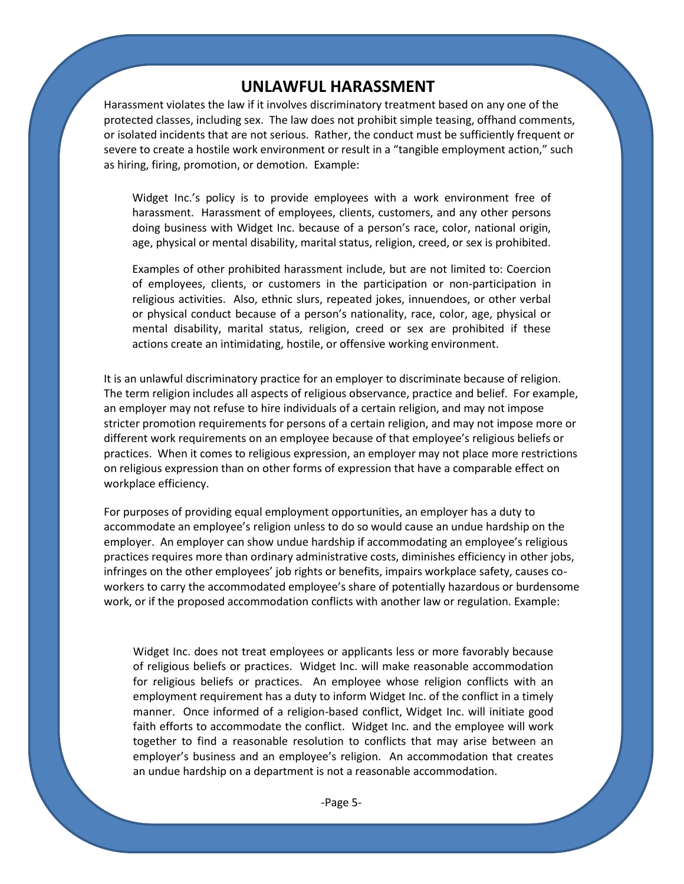## UNLAWFUL HARASSMENT

Harassment violates the law if it involves discriminatory treatment based on any one of the protected classes, including sex. The law does not prohibit simple teasing, offhand comments, or isolated incidents that are not serious. Rather, the conduct must be sufficiently frequent or severe to create a hostile work environment or result in a "tangible employment action," such as hiring, firing, promotion, or demotion. Example:

> Widget Inc.'s policy is to provide employees with a work environment free of harassment. Harassment of employees, clients, customers, and any other persons doing business with Widget Inc. because of a person's race, color, national origin, age, physical or mental disability, marital status, religion, creed, or sex is prohibited.
>
> Examples of other prohibited harassment include, but are not limited to: Coercion of employees, clients, or customers in the participation or non-participation in religious activities. Also, ethnic slurs, repeated jokes, innuendoes, or other verbal or physical conduct because of a person's nationality, race, color, age, physical or mental disability, marital status, religion, creed or sex are prohibited if these actions create an intimidating, hostile, or offensive working environment.

It is an unlawful discriminatory practice for an employer to discriminate because of religion. The term religion includes all aspects of religious observance, practice and belief. For example, an employer may not refuse to hire individuals of a certain religion, and may not impose stricter promotion requirements for persons of a certain religion, and may not impose more or different work requirements on an employee because of that employee's religious beliefs or practices. When it comes to religious expression, an employer may not place more restrictions on religious expression than on other forms of expression that have a comparable effect on workplace efficiency.

For purposes of providing equal employment opportunities, an employer has a duty to accommodate an employee's religion unless to do so would cause an undue hardship on the employer. An employer can show undue hardship if accommodating an employee's religious practices requires more than ordinary administrative costs, diminishes efficiency in other jobs, infringes on the other employees' job rights or benefits, impairs workplace safety, causes co-workers to carry the accommodated employee's share of potentially hazardous or burdensome work, or if the proposed accommodation conflicts with another law or regulation. Example:

> Widget Inc. does not treat employees or applicants less or more favorably because of religious beliefs or practices. Widget Inc. will make reasonable accommodation for religious beliefs or practices. An employee whose religion conflicts with an employment requirement has a duty to inform Widget Inc. of the conflict in a timely manner. Once informed of a religion-based conflict, Widget Inc. will initiate good faith efforts to accommodate the conflict. Widget Inc. and the employee will work together to find a reasonable resolution to conflicts that may arise between an employer's business and an employee's religion. An accommodation that creates an undue hardship on a department is not a reasonable accommodation.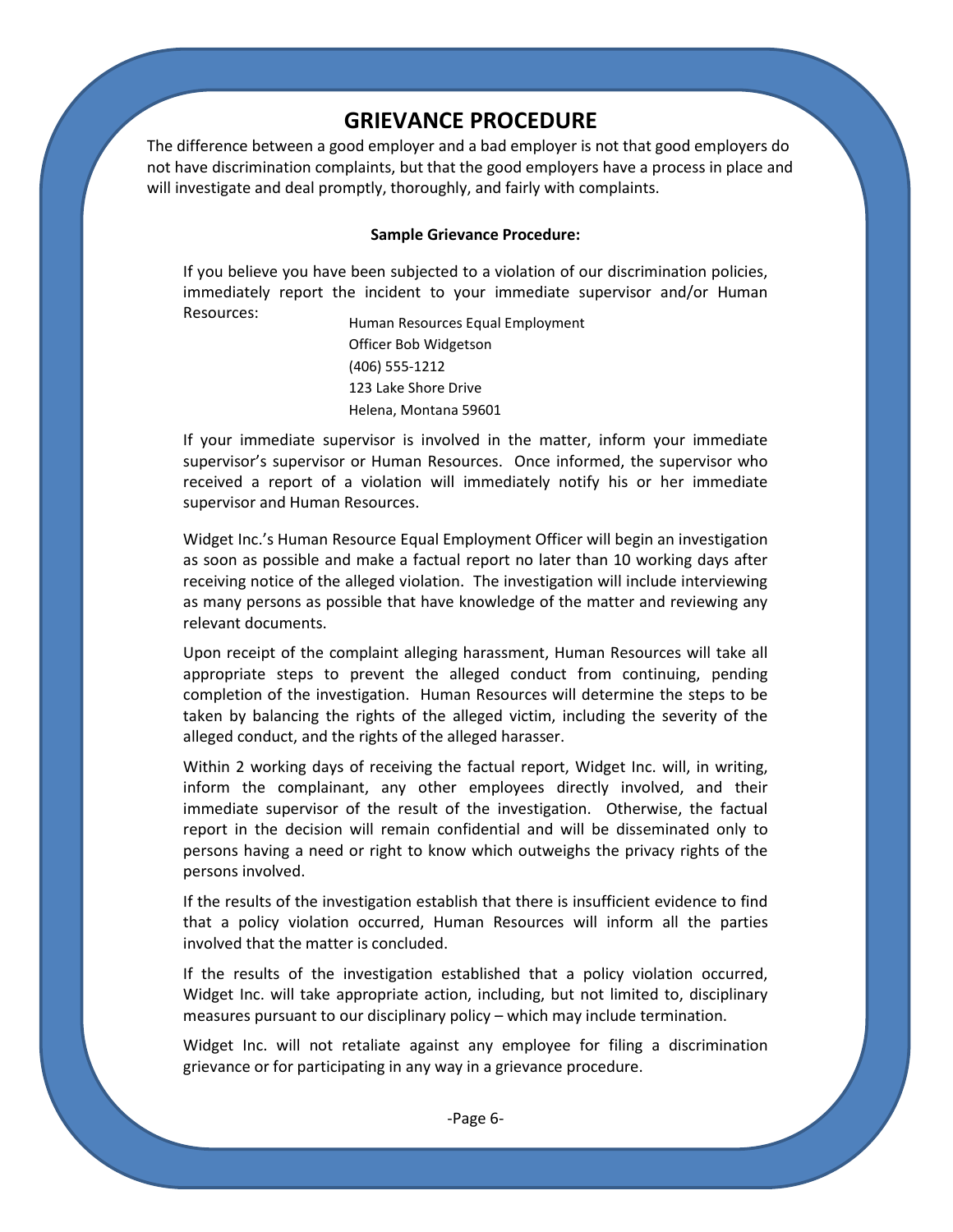# GRIEVANCE PROCEDURE

The difference between a good employer and a bad employer is not that good employers do not have discrimination complaints, but that the good employers have a process in place and will investigate and deal promptly, thoroughly, and fairly with complaints.

**Sample Grievance Procedure:**

If you believe you have been subjected to a violation of our discrimination policies, immediately report the incident to your immediate supervisor and/or Human Resources:

Human Resources Equal Employment
Officer Bob Widgetson
(406) 555-1212
123 Lake Shore Drive
Helena, Montana 59601

If your immediate supervisor is involved in the matter, inform your immediate supervisor's supervisor or Human Resources. Once informed, the supervisor who received a report of a violation will immediately notify his or her immediate supervisor and Human Resources.

Widget Inc.'s Human Resource Equal Employment Officer will begin an investigation as soon as possible and make a factual report no later than 10 working days after receiving notice of the alleged violation. The investigation will include interviewing as many persons as possible that have knowledge of the matter and reviewing any relevant documents.

Upon receipt of the complaint alleging harassment, Human Resources will take all appropriate steps to prevent the alleged conduct from continuing, pending completion of the investigation. Human Resources will determine the steps to be taken by balancing the rights of the alleged victim, including the severity of the alleged conduct, and the rights of the alleged harasser.

Within 2 working days of receiving the factual report, Widget Inc. will, in writing, inform the complainant, any other employees directly involved, and their immediate supervisor of the result of the investigation. Otherwise, the factual report in the decision will remain confidential and will be disseminated only to persons having a need or right to know which outweighs the privacy rights of the persons involved.

If the results of the investigation establish that there is insufficient evidence to find that a policy violation occurred, Human Resources will inform all the parties involved that the matter is concluded.

If the results of the investigation established that a policy violation occurred, Widget Inc. will take appropriate action, including, but not limited to, disciplinary measures pursuant to our disciplinary policy – which may include termination.

Widget Inc. will not retaliate against any employee for filing a discrimination grievance or for participating in any way in a grievance procedure.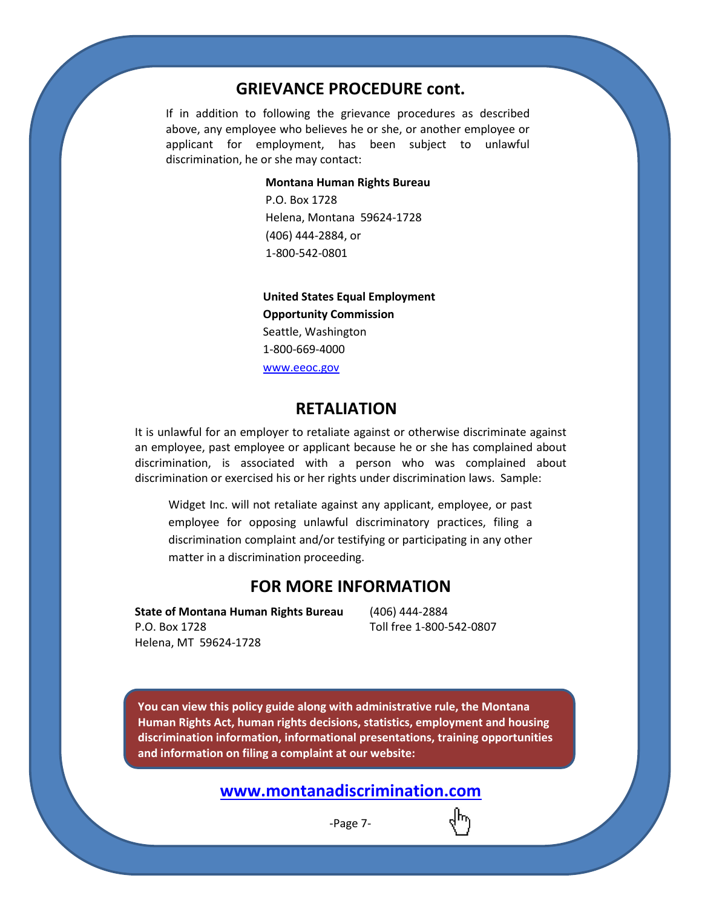## GRIEVANCE PROCEDURE cont.

If in addition to following the grievance procedures as described above, any employee who believes he or she, or another employee or applicant for employment, has been subject to unlawful discrimination, he or she may contact:

**Montana Human Rights Bureau**
P.O. Box 1728
Helena, Montana 59624-1728
(406) 444-2884, or
1-800-542-0801

**United States Equal Employment Opportunity Commission**
Seattle, Washington
1-800-669-4000
www.eeoc.gov

## RETALIATION

It is unlawful for an employer to retaliate against or otherwise discriminate against an employee, past employee or applicant because he or she has complained about discrimination, is associated with a person who was complained about discrimination or exercised his or her rights under discrimination laws. Sample:

> Widget Inc. will not retaliate against any applicant, employee, or past employee for opposing unlawful discriminatory practices, filing a discrimination complaint and/or testifying or participating in any other matter in a discrimination proceeding.

## FOR MORE INFORMATION

**State of Montana Human Rights Bureau**
P.O. Box 1728
Helena, MT 59624-1728
(406) 444-2884
Toll free 1-800-542-0807

**You can view this policy guide along with administrative rule, the Montana Human Rights Act, human rights decisions, statistics, employment and housing discrimination information, informational presentations, training opportunities and information on filing a complaint at our website:**

**www.montanadiscrimination.com**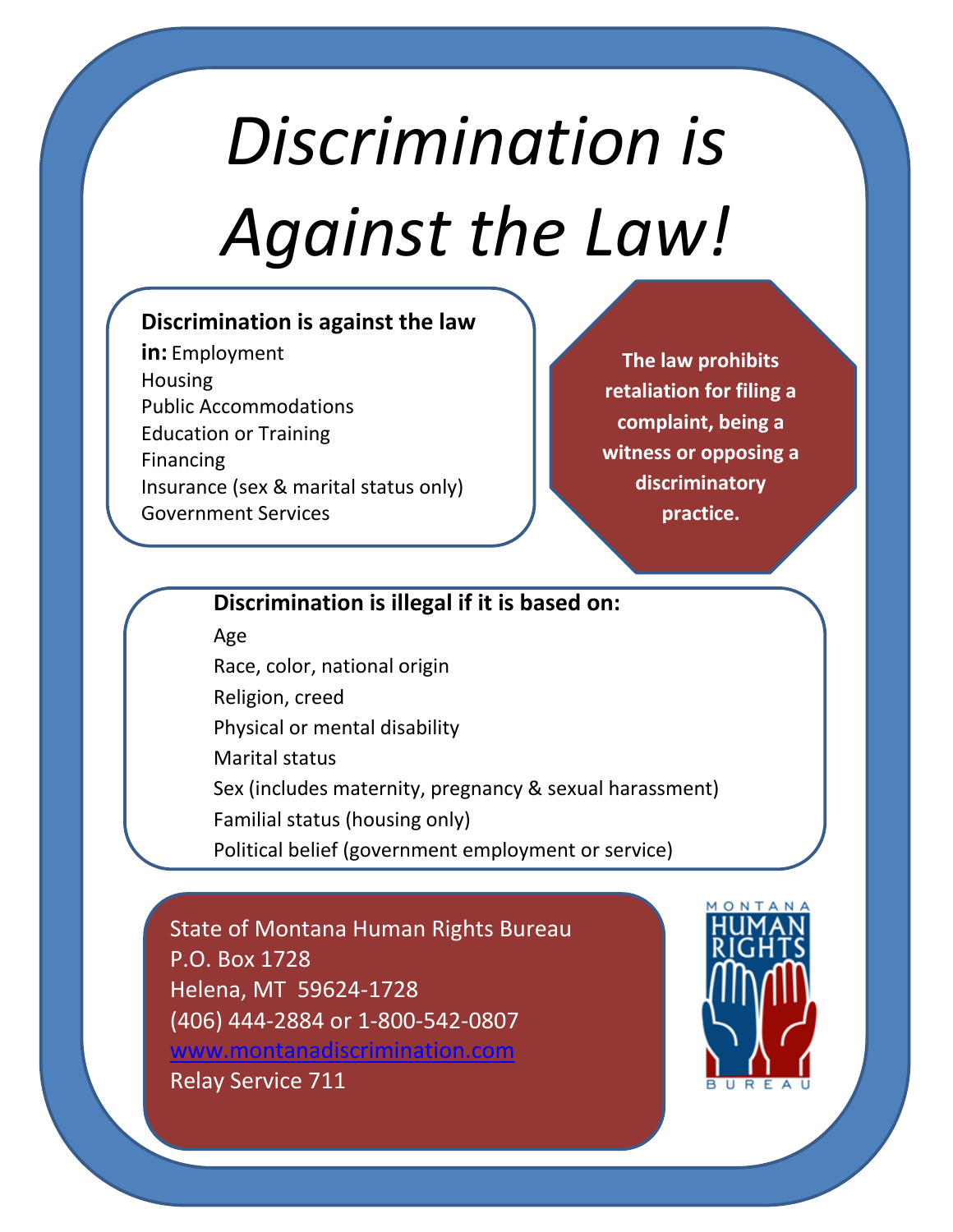# *Discrimination is Against the Law!*

**Discrimination is against the law in:** Employment
Housing
Public Accommodations
Education or Training
Financing
Insurance (sex & marital status only)
Government Services

**The law prohibits retaliation for filing a complaint, being a witness or opposing a discriminatory practice.**

**Discrimination is illegal if it is based on:**

Age
Race, color, national origin
Religion, creed
Physical or mental disability
Marital status
Sex (includes maternity, pregnancy & sexual harassment)
Familial status (housing only)
Political belief (government employment or service)

State of Montana Human Rights Bureau
P.O. Box 1728
Helena, MT 59624-1728
(406) 444-2884 or 1-800-542-0807
[www.montanadiscrimination.com](http://www.montanadiscrimination.com)
Relay Service 711

MONTANA HUMAN RIGHTS BUREAU